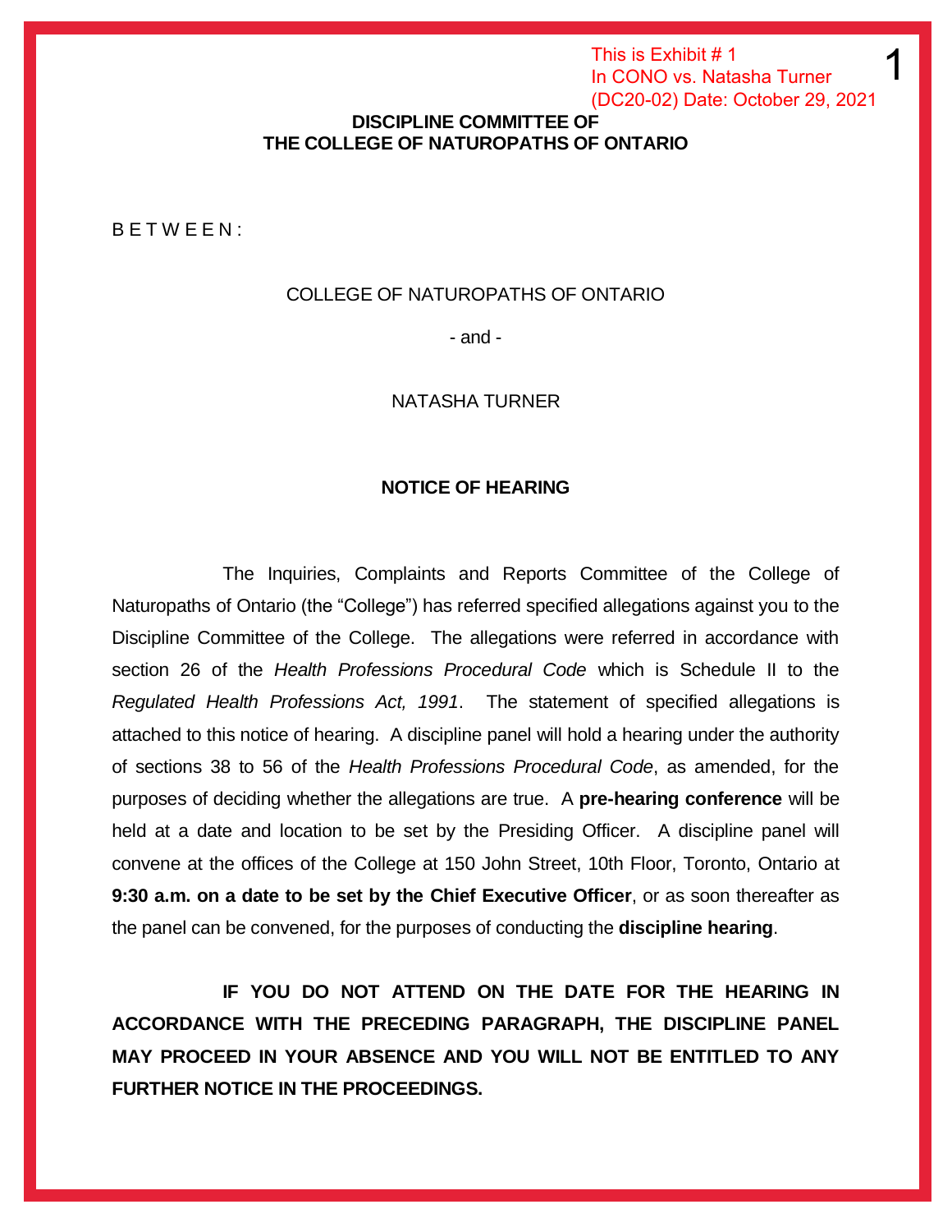This is Exhibit # 1
In CONO vs. Natasha Turner
(DC20-02) Date: October 29, 2021

**DISCIPLINE COMMITTEE OF**
**THE COLLEGE OF NATUROPATHS OF ONTARIO**

B E T W E E N :

COLLEGE OF NATUROPATHS OF ONTARIO

- and -

NATASHA TURNER

**NOTICE OF HEARING**

The Inquiries, Complaints and Reports Committee of the College of Naturopaths of Ontario (the "College") has referred specified allegations against you to the Discipline Committee of the College. The allegations were referred in accordance with section 26 of the *Health Professions Procedural Code* which is Schedule II to the *Regulated Health Professions Act, 1991*. The statement of specified allegations is attached to this notice of hearing. A discipline panel will hold a hearing under the authority of sections 38 to 56 of the *Health Professions Procedural Code*, as amended, for the purposes of deciding whether the allegations are true. A **pre-hearing conference** will be held at a date and location to be set by the Presiding Officer. A discipline panel will convene at the offices of the College at 150 John Street, 10th Floor, Toronto, Ontario at **9:30 a.m. on a date to be set by the Chief Executive Officer**, or as soon thereafter as the panel can be convened, for the purposes of conducting the **discipline hearing**.

**IF YOU DO NOT ATTEND ON THE DATE FOR THE HEARING IN ACCORDANCE WITH THE PRECEDING PARAGRAPH, THE DISCIPLINE PANEL MAY PROCEED IN YOUR ABSENCE AND YOU WILL NOT BE ENTITLED TO ANY FURTHER NOTICE IN THE PROCEEDINGS.**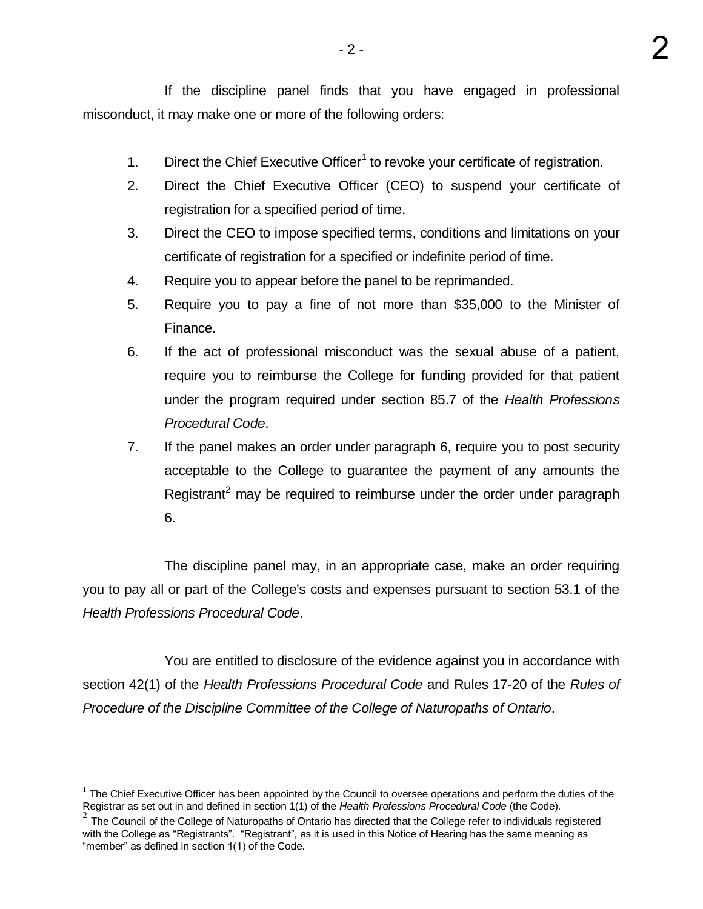If the discipline panel finds that you have engaged in professional misconduct, it may make one or more of the following orders:

1. Direct the Chief Executive Officer[1] to revoke your certificate of registration.
2. Direct the Chief Executive Officer (CEO) to suspend your certificate of registration for a specified period of time.
3. Direct the CEO to impose specified terms, conditions and limitations on your certificate of registration for a specified or indefinite period of time.
4. Require you to appear before the panel to be reprimanded.
5. Require you to pay a fine of not more than $35,000 to the Minister of Finance.
6. If the act of professional misconduct was the sexual abuse of a patient, require you to reimburse the College for funding provided for that patient under the program required under section 85.7 of the *Health Professions Procedural Code*.
7. If the panel makes an order under paragraph 6, require you to post security acceptable to the College to guarantee the payment of any amounts the Registrant[2] may be required to reimburse under the order under paragraph 6.

The discipline panel may, in an appropriate case, make an order requiring you to pay all or part of the College's costs and expenses pursuant to section 53.1 of the *Health Professions Procedural Code*.

You are entitled to disclosure of the evidence against you in accordance with section 42(1) of the *Health Professions Procedural Code* and Rules 17-20 of the *Rules of Procedure of the Discipline Committee of the College of Naturopaths of Ontario*.

---

[1] The Chief Executive Officer has been appointed by the Council to oversee operations and perform the duties of the Registrar as set out in and defined in section 1(1) of the *Health Professions Procedural Code* (the Code).

[2] The Council of the College of Naturopaths of Ontario has directed that the College refer to individuals registered with the College as "Registrants". "Registrant", as it is used in this Notice of Hearing has the same meaning as "member" as defined in section 1(1) of the Code.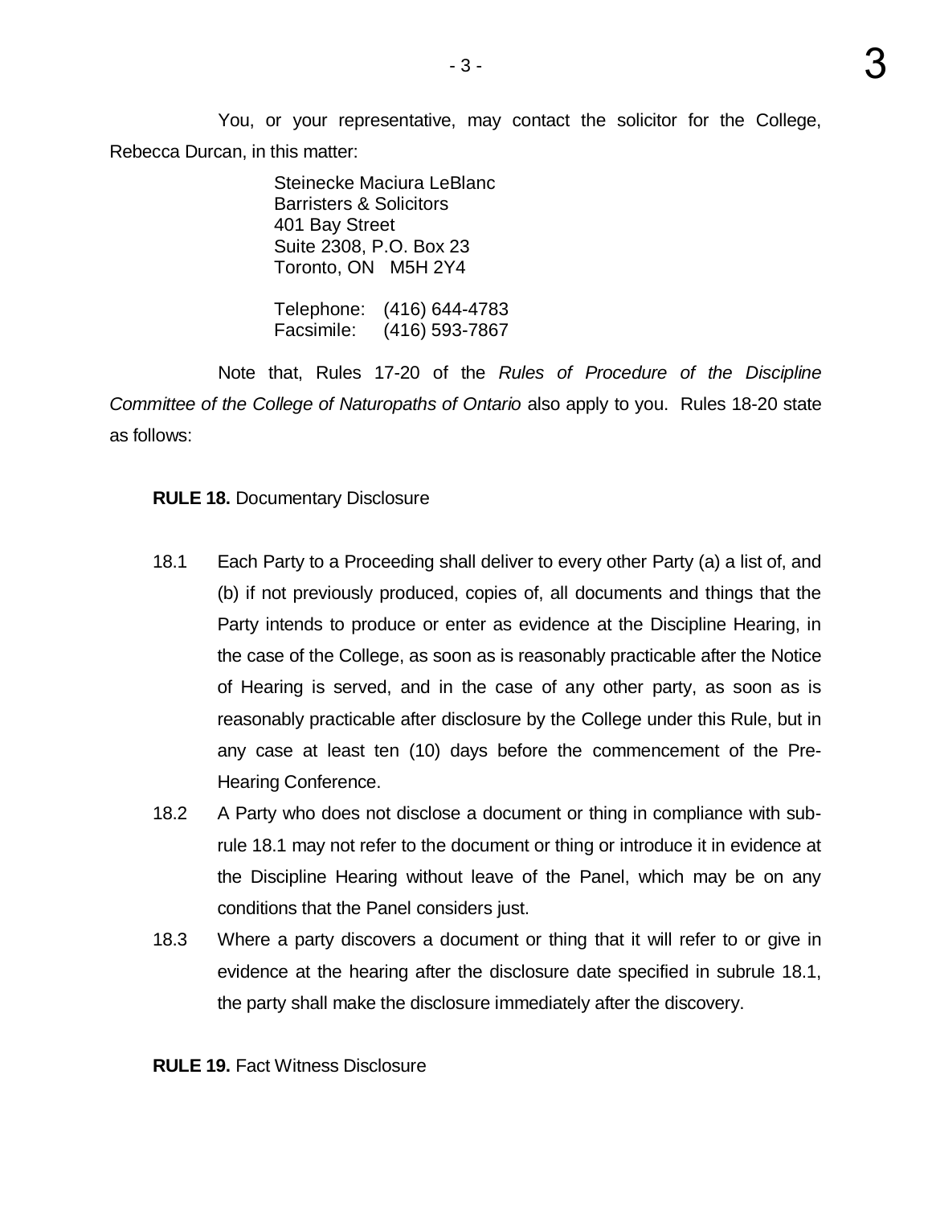You, or your representative, may contact the solicitor for the College, Rebecca Durcan, in this matter:

> Steinecke Maciura LeBlanc
> Barristers & Solicitors
> 401 Bay Street
> Suite 2308, P.O. Box 23
> Toronto, ON M5H 2Y4
>
> Telephone: (416) 644-4783
> Facsimile: (416) 593-7867

Note that, Rules 17-20 of the *Rules of Procedure of the Discipline Committee of the College of Naturopaths of Ontario* also apply to you. Rules 18-20 state as follows:

**RULE 18.** Documentary Disclosure

18.1 Each Party to a Proceeding shall deliver to every other Party (a) a list of, and (b) if not previously produced, copies of, all documents and things that the Party intends to produce or enter as evidence at the Discipline Hearing, in the case of the College, as soon as is reasonably practicable after the Notice of Hearing is served, and in the case of any other party, as soon as is reasonably practicable after disclosure by the College under this Rule, but in any case at least ten (10) days before the commencement of the Pre-Hearing Conference.

18.2 A Party who does not disclose a document or thing in compliance with sub-rule 18.1 may not refer to the document or thing or introduce it in evidence at the Discipline Hearing without leave of the Panel, which may be on any conditions that the Panel considers just.

18.3 Where a party discovers a document or thing that it will refer to or give in evidence at the hearing after the disclosure date specified in subrule 18.1, the party shall make the disclosure immediately after the discovery.

**RULE 19.** Fact Witness Disclosure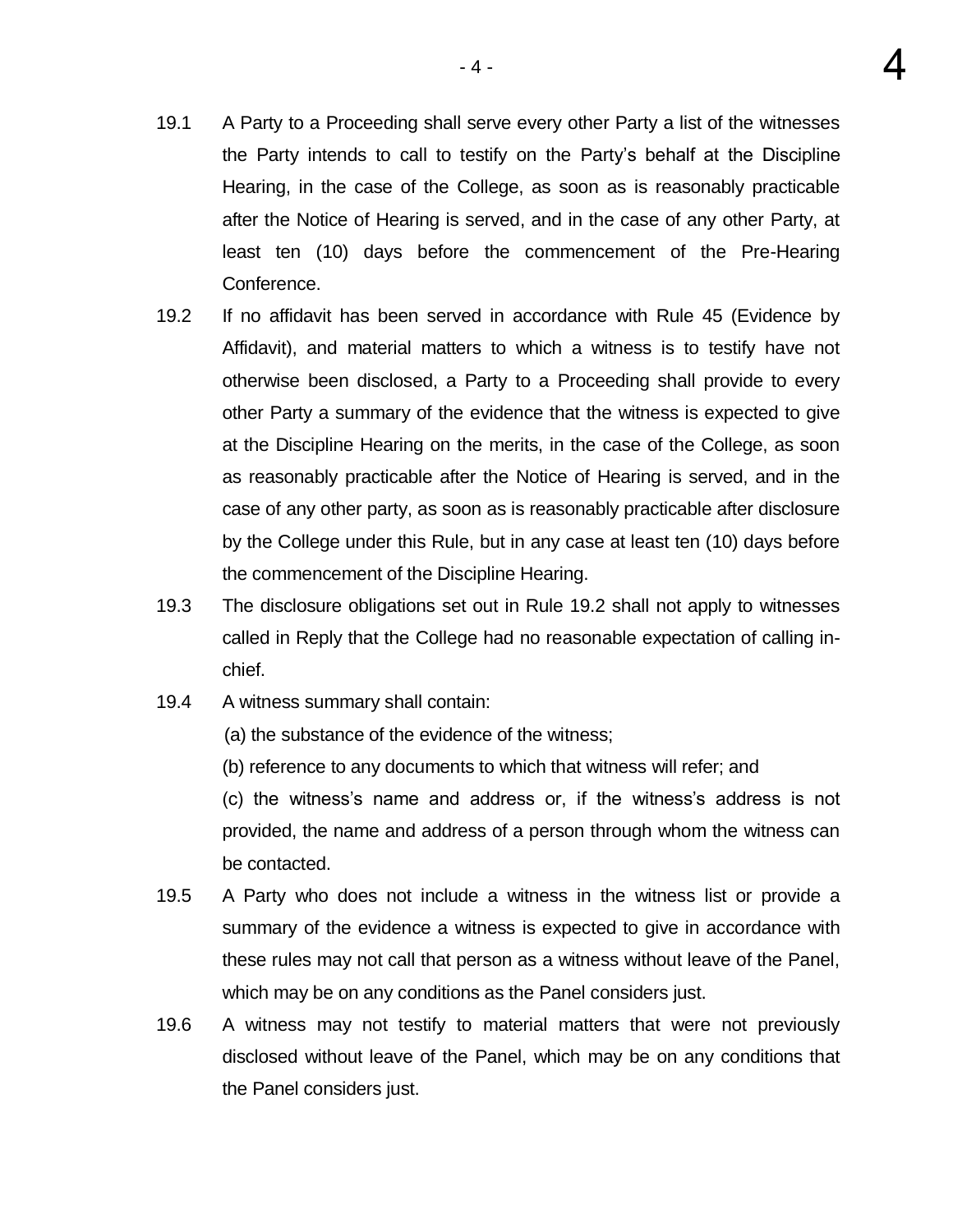19.1 A Party to a Proceeding shall serve every other Party a list of the witnesses the Party intends to call to testify on the Party's behalf at the Discipline Hearing, in the case of the College, as soon as is reasonably practicable after the Notice of Hearing is served, and in the case of any other Party, at least ten (10) days before the commencement of the Pre-Hearing Conference.

19.2 If no affidavit has been served in accordance with Rule 45 (Evidence by Affidavit), and material matters to which a witness is to testify have not otherwise been disclosed, a Party to a Proceeding shall provide to every other Party a summary of the evidence that the witness is expected to give at the Discipline Hearing on the merits, in the case of the College, as soon as reasonably practicable after the Notice of Hearing is served, and in the case of any other party, as soon as is reasonably practicable after disclosure by the College under this Rule, but in any case at least ten (10) days before the commencement of the Discipline Hearing.

19.3 The disclosure obligations set out in Rule 19.2 shall not apply to witnesses called in Reply that the College had no reasonable expectation of calling in-chief.

19.4 A witness summary shall contain:

(a) the substance of the evidence of the witness;

(b) reference to any documents to which that witness will refer; and

(c) the witness's name and address or, if the witness's address is not provided, the name and address of a person through whom the witness can be contacted.

19.5 A Party who does not include a witness in the witness list or provide a summary of the evidence a witness is expected to give in accordance with these rules may not call that person as a witness without leave of the Panel, which may be on any conditions as the Panel considers just.

19.6 A witness may not testify to material matters that were not previously disclosed without leave of the Panel, which may be on any conditions that the Panel considers just.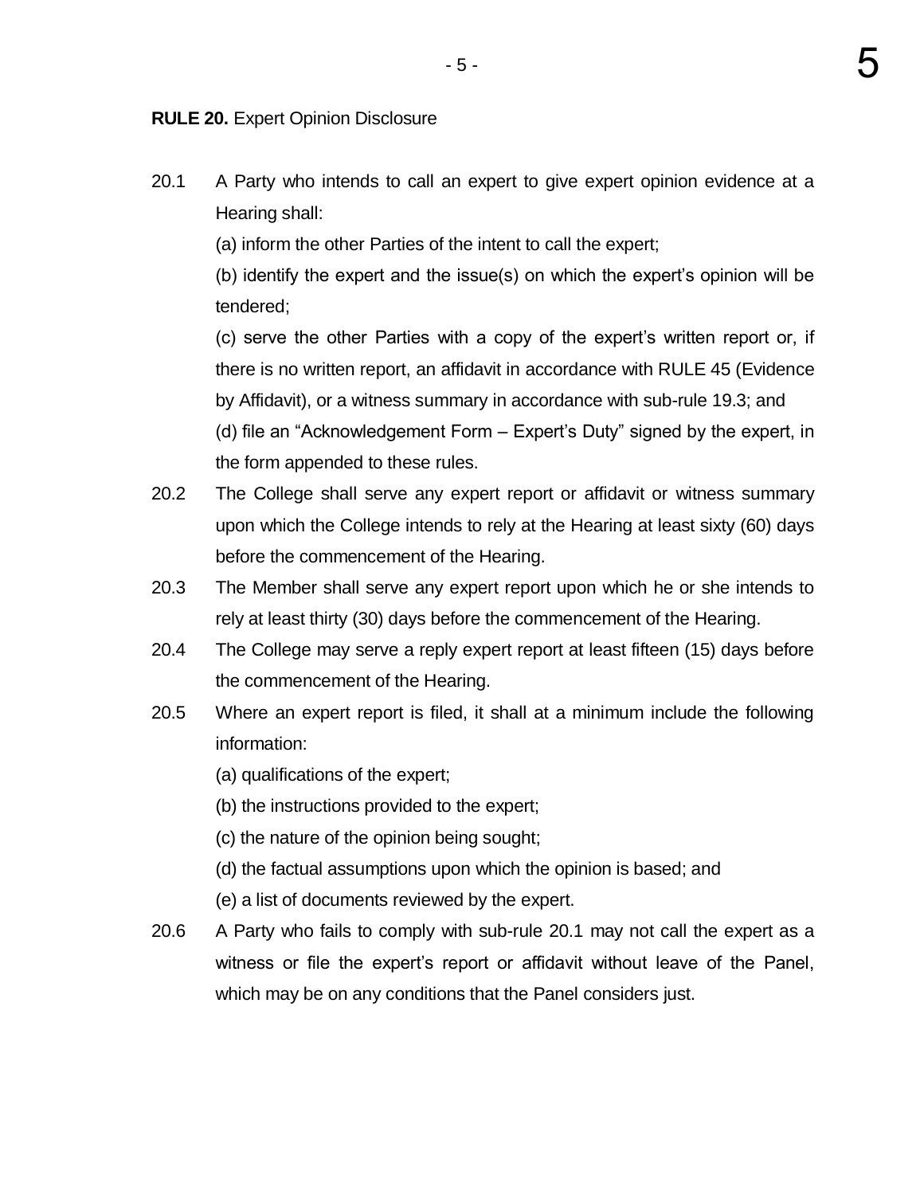**RULE 20.** Expert Opinion Disclosure

20.1 A Party who intends to call an expert to give expert opinion evidence at a Hearing shall:

(a) inform the other Parties of the intent to call the expert;

(b) identify the expert and the issue(s) on which the expert's opinion will be tendered;

(c) serve the other Parties with a copy of the expert's written report or, if there is no written report, an affidavit in accordance with RULE 45 (Evidence by Affidavit), or a witness summary in accordance with sub-rule 19.3; and

(d) file an "Acknowledgement Form – Expert's Duty" signed by the expert, in the form appended to these rules.

20.2 The College shall serve any expert report or affidavit or witness summary upon which the College intends to rely at the Hearing at least sixty (60) days before the commencement of the Hearing.

20.3 The Member shall serve any expert report upon which he or she intends to rely at least thirty (30) days before the commencement of the Hearing.

20.4 The College may serve a reply expert report at least fifteen (15) days before the commencement of the Hearing.

20.5 Where an expert report is filed, it shall at a minimum include the following information:

(a) qualifications of the expert;

(b) the instructions provided to the expert;

(c) the nature of the opinion being sought;

(d) the factual assumptions upon which the opinion is based; and

(e) a list of documents reviewed by the expert.

20.6 A Party who fails to comply with sub-rule 20.1 may not call the expert as a witness or file the expert's report or affidavit without leave of the Panel, which may be on any conditions that the Panel considers just.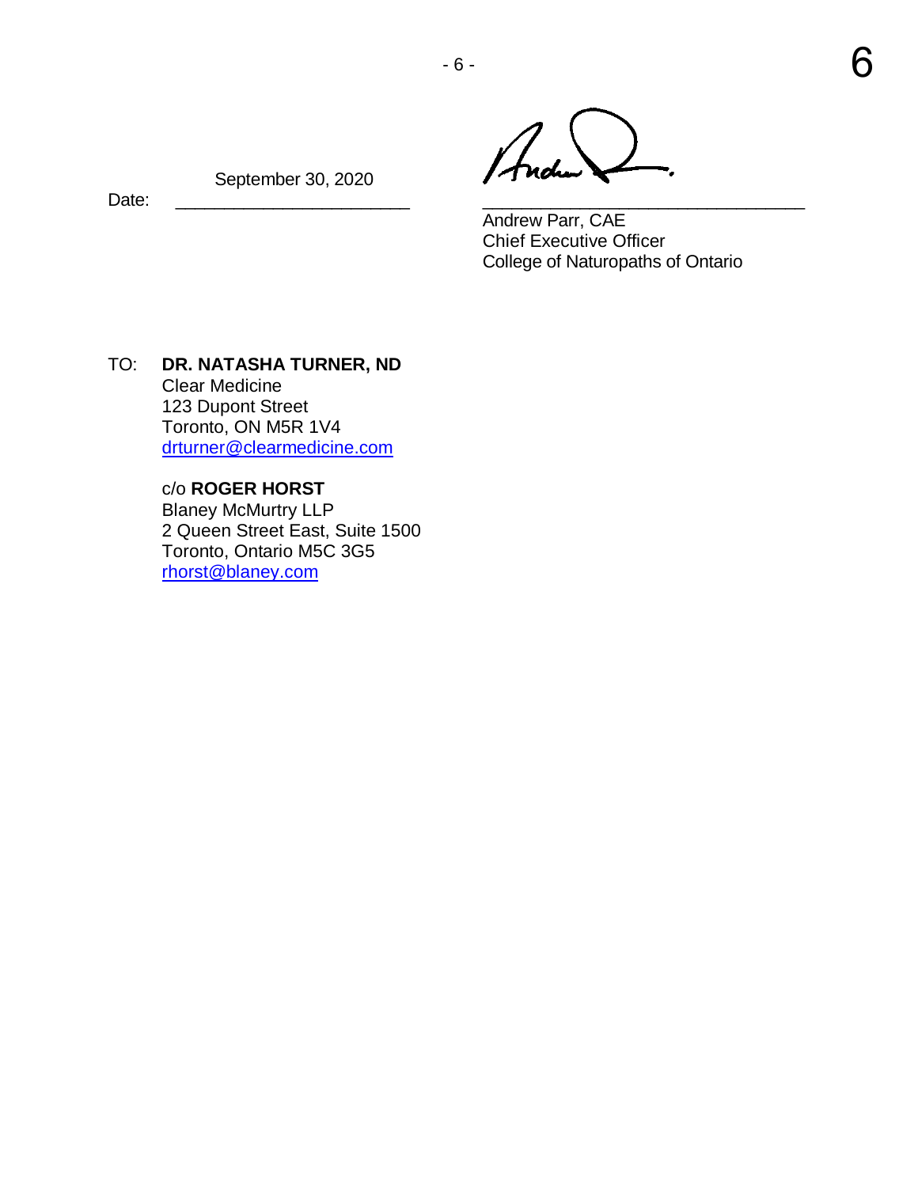Date: September 30, 2020

Andrew Parr, CAE
Chief Executive Officer
College of Naturopaths of Ontario

TO: **DR. NATASHA TURNER, ND**
Clear Medicine
123 Dupont Street
Toronto, ON M5R 1V4
drturner@clearmedicine.com

c/o **ROGER HORST**
Blaney McMurtry LLP
2 Queen Street East, Suite 1500
Toronto, Ontario M5C 3G5
rhorst@blaney.com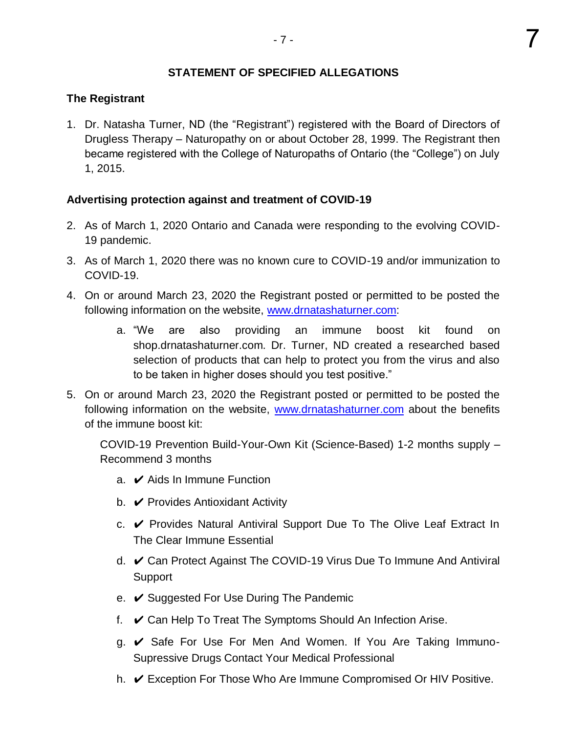## STATEMENT OF SPECIFIED ALLEGATIONS

### The Registrant

1. Dr. Natasha Turner, ND (the "Registrant") registered with the Board of Directors of Drugless Therapy – Naturopathy on or about October 28, 1999. The Registrant then became registered with the College of Naturopaths of Ontario (the "College") on July 1, 2015.

### Advertising protection against and treatment of COVID-19

2. As of March 1, 2020 Ontario and Canada were responding to the evolving COVID-19 pandemic.

3. As of March 1, 2020 there was no known cure to COVID-19 and/or immunization to COVID-19.

4. On or around March 23, 2020 the Registrant posted or permitted to be posted the following information on the website, www.drnatashaturner.com:

   a. "We are also providing an immune boost kit found on shop.drnatashaturner.com. Dr. Turner, ND created a researched based selection of products that can help to protect you from the virus and also to be taken in higher doses should you test positive."

5. On or around March 23, 2020 the Registrant posted or permitted to be posted the following information on the website, www.drnatashaturner.com about the benefits of the immune boost kit:

   COVID-19 Prevention Build-Your-Own Kit (Science-Based) 1-2 months supply – Recommend 3 months

   a. ✔ Aids In Immune Function

   b. ✔ Provides Antioxidant Activity

   c. ✔ Provides Natural Antiviral Support Due To The Olive Leaf Extract In The Clear Immune Essential

   d. ✔ Can Protect Against The COVID-19 Virus Due To Immune And Antiviral Support

   e. ✔ Suggested For Use During The Pandemic

   f. ✔ Can Help To Treat The Symptoms Should An Infection Arise.

   g. ✔ Safe For Use For Men And Women. If You Are Taking Immuno-Supressive Drugs Contact Your Medical Professional

   h. ✔ Exception For Those Who Are Immune Compromised Or HIV Positive.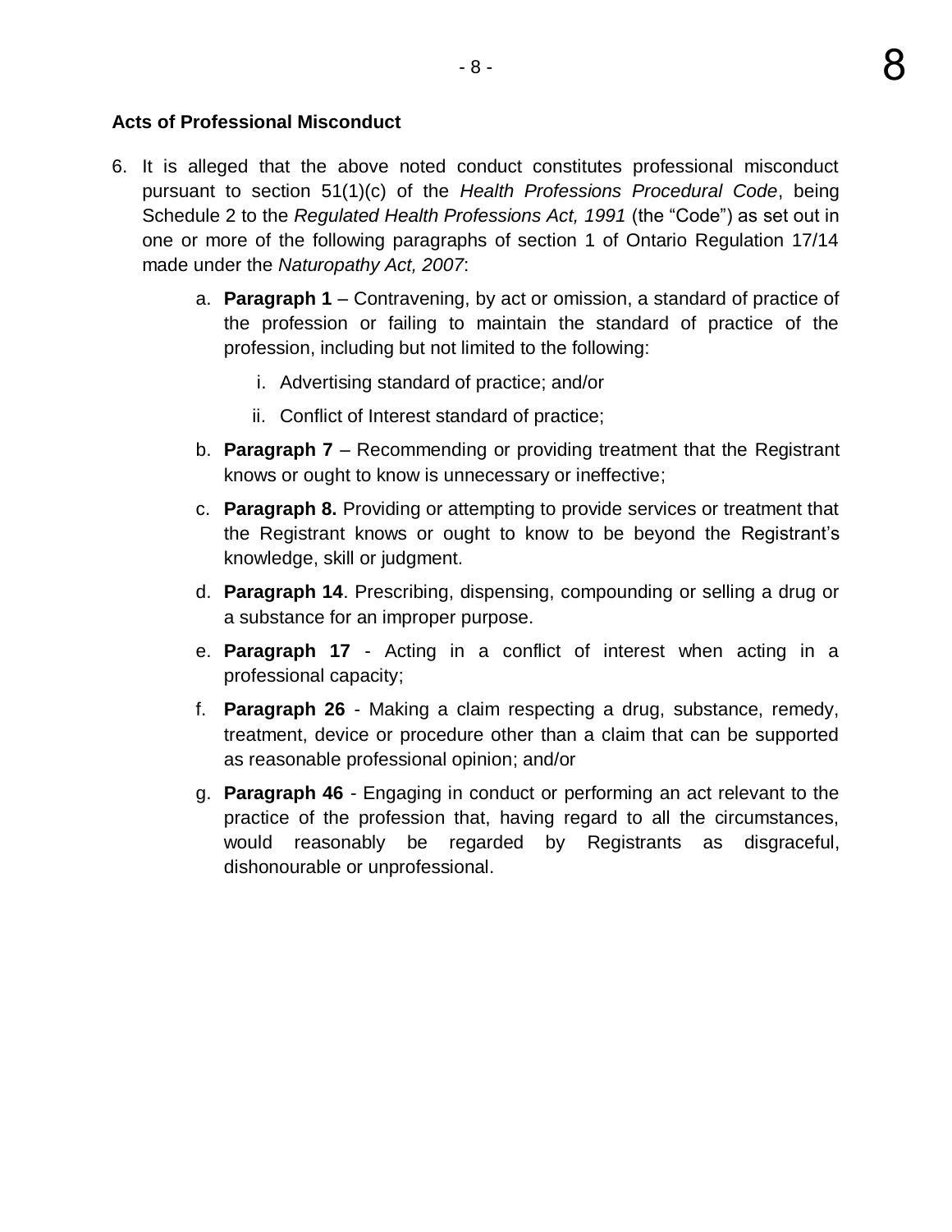**Acts of Professional Misconduct**

6. It is alleged that the above noted conduct constitutes professional misconduct pursuant to section 51(1)(c) of the *Health Professions Procedural Code*, being Schedule 2 to the *Regulated Health Professions Act, 1991* (the "Code") as set out in one or more of the following paragraphs of section 1 of Ontario Regulation 17/14 made under the *Naturopathy Act, 2007*:

   a. **Paragraph 1** – Contravening, by act or omission, a standard of practice of the profession or failing to maintain the standard of practice of the profession, including but not limited to the following:

      i. Advertising standard of practice; and/or

      ii. Conflict of Interest standard of practice;

   b. **Paragraph 7** – Recommending or providing treatment that the Registrant knows or ought to know is unnecessary or ineffective;

   c. **Paragraph 8.** Providing or attempting to provide services or treatment that the Registrant knows or ought to know to be beyond the Registrant's knowledge, skill or judgment.

   d. **Paragraph 14**. Prescribing, dispensing, compounding or selling a drug or a substance for an improper purpose.

   e. **Paragraph 17** - Acting in a conflict of interest when acting in a professional capacity;

   f. **Paragraph 26** - Making a claim respecting a drug, substance, remedy, treatment, device or procedure other than a claim that can be supported as reasonable professional opinion; and/or

   g. **Paragraph 46** - Engaging in conduct or performing an act relevant to the practice of the profession that, having regard to all the circumstances, would reasonably be regarded by Registrants as disgraceful, dishonourable or unprofessional.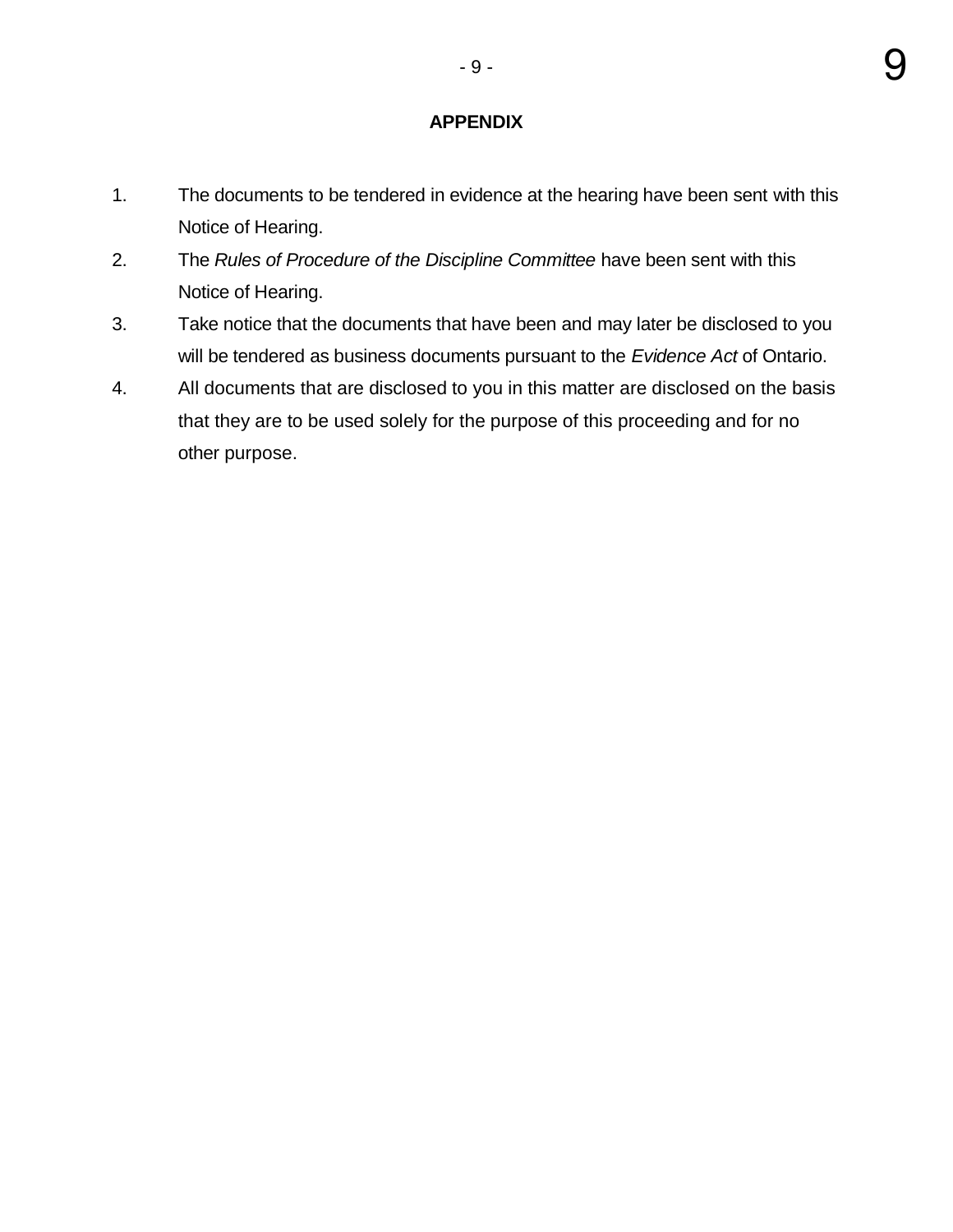## APPENDIX

1. The documents to be tendered in evidence at the hearing have been sent with this Notice of Hearing.
2. The *Rules of Procedure of the Discipline Committee* have been sent with this Notice of Hearing.
3. Take notice that the documents that have been and may later be disclosed to you will be tendered as business documents pursuant to the *Evidence Act* of Ontario.
4. All documents that are disclosed to you in this matter are disclosed on the basis that they are to be used solely for the purpose of this proceeding and for no other purpose.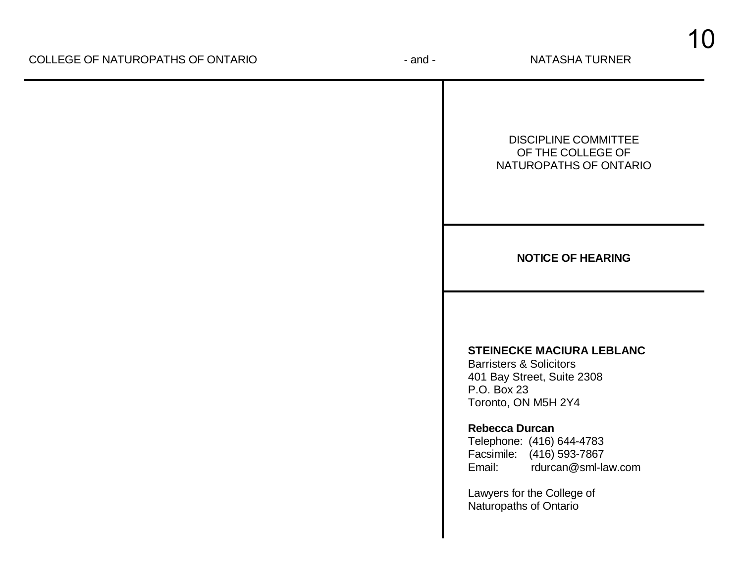COLLEGE OF NATUROPATHS OF ONTARIO - and - NATASHA TURNER

DISCIPLINE COMMITTEE
OF THE COLLEGE OF
NATUROPATHS OF ONTARIO

**NOTICE OF HEARING**

**STEINECKE MACIURA LEBLANC**
Barristers & Solicitors
401 Bay Street, Suite 2308
P.O. Box 23
Toronto, ON M5H 2Y4

**Rebecca Durcan**
Telephone: (416) 644-4783
Facsimile: (416) 593-7867
Email: rdurcan@sml-law.com

Lawyers for the College of
Naturopaths of Ontario